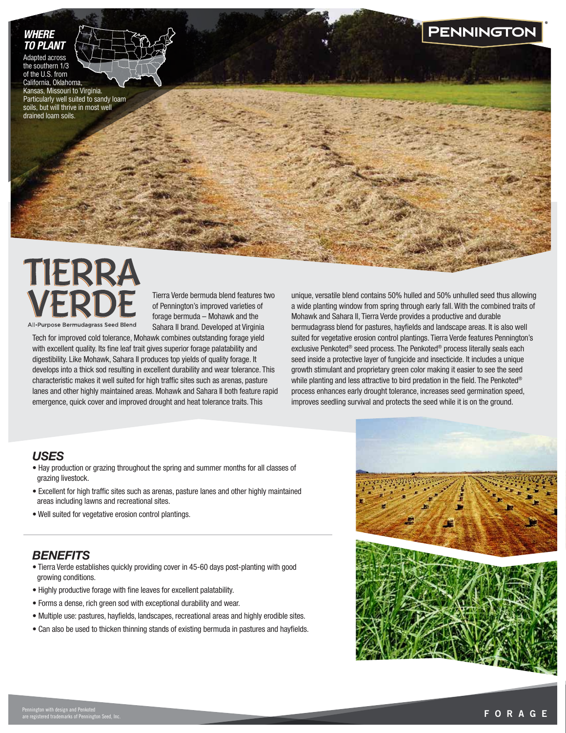PENNINGTON®

## WHERE TO PLANT

Adapted across the southern 1/3 of the U.S. from California, Oklahoma, Kansas, Missouri to Virginia. Particularly well suited to sandy loam soils, but will thrive in most well drained loam soils.

# TIERRA VERDE

All-Purpose Bermudagrass Seed Blend

Tierra Verde bermuda blend features two of Pennington's improved varieties of forage bermuda – Mohawk and the Sahara II brand. Developed at Virginia Tech for improved cold tolerance, Mohawk combines outstanding forage yield with excellent quality. Its fine leaf trait gives superior forage palatability and digestibility. Like Mohawk, Sahara II produces top yields of quality forage. It develops into a thick sod resulting in excellent durability and wear tolerance. This characteristic makes it well suited for high traffic sites such as arenas, pasture lanes and other highly maintained areas. Mohawk and Sahara II both feature rapid emergence, quick cover and improved drought and heat tolerance traits. This unique, versatile blend contains 50% hulled and 50% unhulled seed thus allowing a wide planting window from spring through early fall. With the combined traits of Mohawk and Sahara II, Tierra Verde provides a productive and durable bermudagrass blend for pastures, hayfields and landscape areas. It is also well suited for vegetative erosion control plantings. Tierra Verde features Pennington's exclusive Penkoted® seed process. The Penkoted® process literally seals each seed inside a protective layer of fungicide and insecticide. It includes a unique growth stimulant and proprietary green color making it easier to see the seed while planting and less attractive to bird predation in the field. The Penkoted® process enhances early drought tolerance, increases seed germination speed, improves seedling survival and protects the seed while it is on the ground.

## USES

- Hay production or grazing throughout the spring and summer months for all classes of grazing livestock.
- Excellent for high traffic sites such as arenas, pasture lanes and other highly maintained areas including lawns and recreational sites.
- Well suited for vegetative erosion control plantings.

## BENEFITS

- Tierra Verde establishes quickly providing cover in 45-60 days post-planting with good growing conditions.
- Highly productive forage with fine leaves for excellent palatability.
- Forms a dense, rich green sod with exceptional durability and wear.
- Multiple use: pastures, hayfields, landscapes, recreational areas and highly erodible sites.
- Can also be used to thicken thinning stands of existing bermuda in pastures and hayfields.

Pennington with design and Penkoted are registered trademarks of Pennington Seed, Inc.

FORAGE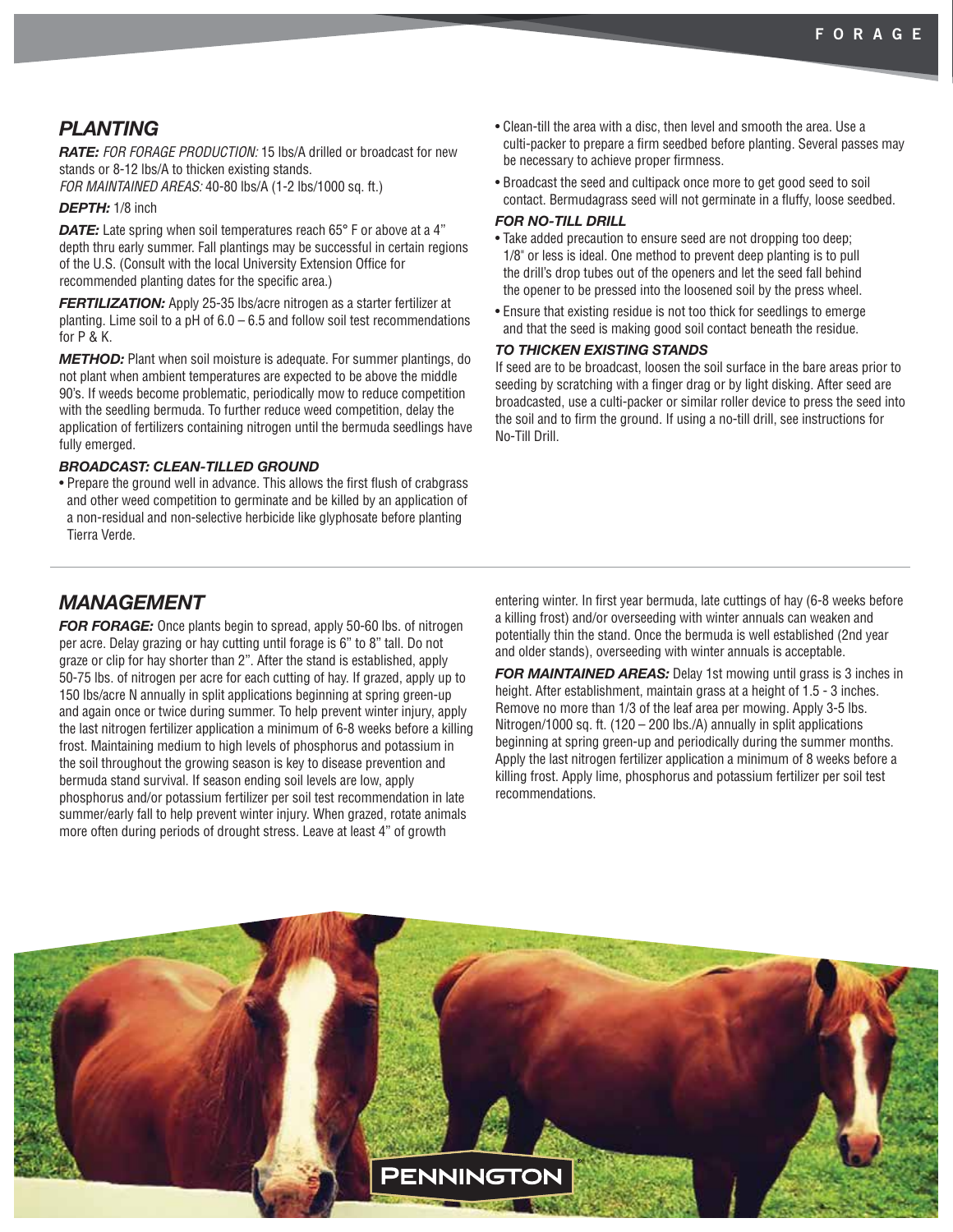## PLANTING

***RATE:*** *FOR FORAGE PRODUCTION:* 15 lbs/A drilled or broadcast for new stands or 8-12 lbs/A to thicken existing stands.
*FOR MAINTAINED AREAS:* 40-80 lbs/A (1-2 lbs/1000 sq. ft.)

***DEPTH:*** 1/8 inch

***DATE:*** Late spring when soil temperatures reach 65° F or above at a 4" depth thru early summer. Fall plantings may be successful in certain regions of the U.S. (Consult with the local University Extension Office for recommended planting dates for the specific area.)

***FERTILIZATION:*** Apply 25-35 lbs/acre nitrogen as a starter fertilizer at planting. Lime soil to a pH of 6.0 – 6.5 and follow soil test recommendations for P & K.

***METHOD:*** Plant when soil moisture is adequate. For summer plantings, do not plant when ambient temperatures are expected to be above the middle 90's. If weeds become problematic, periodically mow to reduce competition with the seedling bermuda. To further reduce weed competition, delay the application of fertilizers containing nitrogen until the bermuda seedlings have fully emerged.

#### *BROADCAST: CLEAN-TILLED GROUND*

- Prepare the ground well in advance. This allows the first flush of crabgrass and other weed competition to germinate and be killed by an application of a non-residual and non-selective herbicide like glyphosate before planting Tierra Verde.
- Clean-till the area with a disc, then level and smooth the area. Use a culti-packer to prepare a firm seedbed before planting. Several passes may be necessary to achieve proper firmness.
- Broadcast the seed and cultipack once more to get good seed to soil contact. Bermudagrass seed will not germinate in a fluffy, loose seedbed.

#### *FOR NO-TILL DRILL*

- Take added precaution to ensure seed are not dropping too deep; 1/8" or less is ideal. One method to prevent deep planting is to pull the drill's drop tubes out of the openers and let the seed fall behind the opener to be pressed into the loosened soil by the press wheel.
- Ensure that existing residue is not too thick for seedlings to emerge and that the seed is making good soil contact beneath the residue.

#### *TO THICKEN EXISTING STANDS*

If seed are to be broadcast, loosen the soil surface in the bare areas prior to seeding by scratching with a finger drag or by light disking. After seed are broadcasted, use a culti-packer or similar roller device to press the seed into the soil and to firm the ground. If using a no-till drill, see instructions for No-Till Drill.

## MANAGEMENT

***FOR FORAGE:*** Once plants begin to spread, apply 50-60 lbs. of nitrogen per acre. Delay grazing or hay cutting until forage is 6" to 8" tall. Do not graze or clip for hay shorter than 2". After the stand is established, apply 50-75 lbs. of nitrogen per acre for each cutting of hay. If grazed, apply up to 150 lbs/acre N annually in split applications beginning at spring green-up and again once or twice during summer. To help prevent winter injury, apply the last nitrogen fertilizer application a minimum of 6-8 weeks before a killing frost. Maintaining medium to high levels of phosphorus and potassium in the soil throughout the growing season is key to disease prevention and bermuda stand survival. If season ending soil levels are low, apply phosphorus and/or potassium fertilizer per soil test recommendation in late summer/early fall to help prevent winter injury. When grazed, rotate animals more often during periods of drought stress. Leave at least 4" of growth entering winter. In first year bermuda, late cuttings of hay (6-8 weeks before a killing frost) and/or overseeding with winter annuals can weaken and potentially thin the stand. Once the bermuda is well established (2nd year and older stands), overseeding with winter annuals is acceptable.

***FOR MAINTAINED AREAS:*** Delay 1st mowing until grass is 3 inches in height. After establishment, maintain grass at a height of 1.5 - 3 inches. Remove no more than 1/3 of the leaf area per mowing. Apply 3-5 lbs. Nitrogen/1000 sq. ft. (120 – 200 lbs./A) annually in split applications beginning at spring green-up and periodically during the summer months. Apply the last nitrogen fertilizer application a minimum of 8 weeks before a killing frost. Apply lime, phosphorus and potassium fertilizer per soil test recommendations.